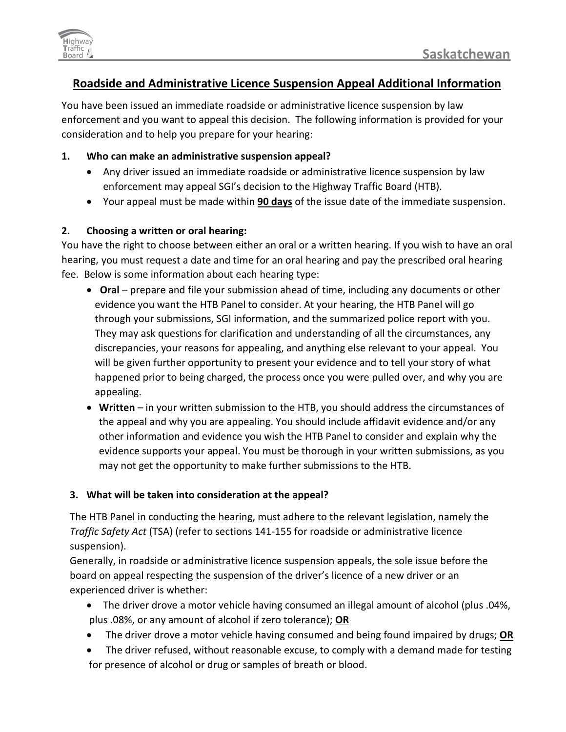# Roadside and Administrative Licence Suspension Appeal Additional Information

You have been issued an immediate roadside or administrative licence suspension by law enforcement and you want to appeal this decision. The following information is provided for your consideration and to help you prepare for your hearing:

## 1. Who can make an administrative suspension appeal?

- Any driver issued an immediate roadside or administrative licence suspension by law enforcement may appeal SGI's decision to the Highway Traffic Board (HTB).
- Your appeal must be made within **90 days** of the issue date of the immediate suspension.

## 2. Choosing a written or oral hearing:

You have the right to choose between either an oral or a written hearing. If you wish to have an oral hearing, you must request a date and time for an oral hearing and pay the prescribed oral hearing fee. Below is some information about each hearing type:

- **Oral** – prepare and file your submission ahead of time, including any documents or other evidence you want the HTB Panel to consider. At your hearing, the HTB Panel will go through your submissions, SGI information, and the summarized police report with you. They may ask questions for clarification and understanding of all the circumstances, any discrepancies, your reasons for appealing, and anything else relevant to your appeal. You will be given further opportunity to present your evidence and to tell your story of what happened prior to being charged, the process once you were pulled over, and why you are appealing.
- **Written** – in your written submission to the HTB, you should address the circumstances of the appeal and why you are appealing. You should include affidavit evidence and/or any other information and evidence you wish the HTB Panel to consider and explain why the evidence supports your appeal. You must be thorough in your written submissions, as you may not get the opportunity to make further submissions to the HTB.

## 3. What will be taken into consideration at the appeal?

The HTB Panel in conducting the hearing, must adhere to the relevant legislation, namely the *Traffic Safety Act* (TSA) (refer to sections 141-155 for roadside or administrative licence suspension).

Generally, in roadside or administrative licence suspension appeals, the sole issue before the board on appeal respecting the suspension of the driver's licence of a new driver or an experienced driver is whether:

- The driver drove a motor vehicle having consumed an illegal amount of alcohol (plus .04%, plus .08%, or any amount of alcohol if zero tolerance); **OR**
- The driver drove a motor vehicle having consumed and being found impaired by drugs; **OR**
- The driver refused, without reasonable excuse, to comply with a demand made for testing for presence of alcohol or drug or samples of breath or blood.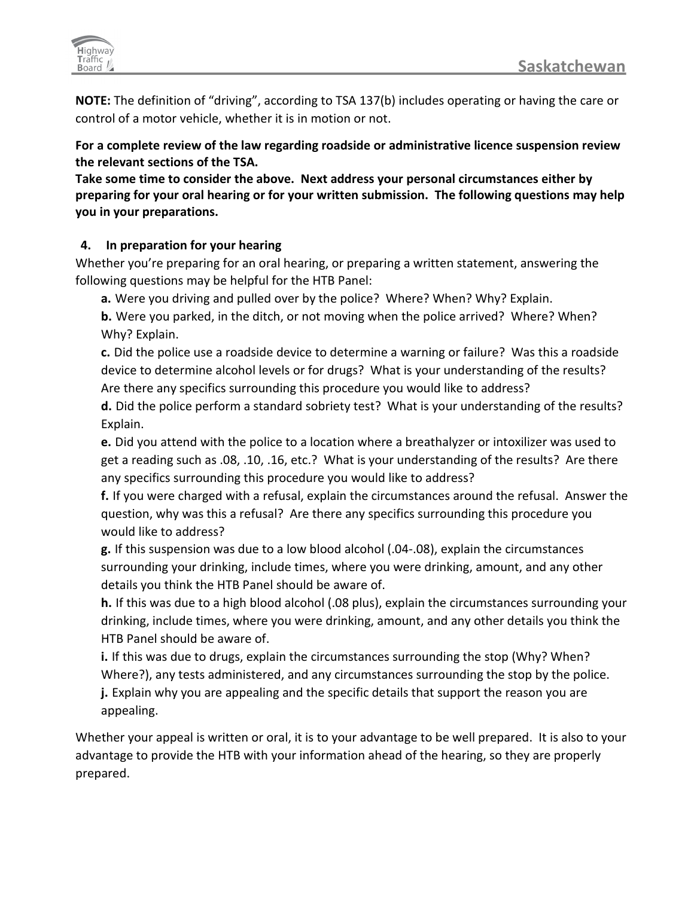**NOTE:** The definition of "driving", according to TSA 137(b) includes operating or having the care or control of a motor vehicle, whether it is in motion or not.

**For a complete review of the law regarding roadside or administrative licence suspension review the relevant sections of the TSA.**
**Take some time to consider the above. Next address your personal circumstances either by preparing for your oral hearing or for your written submission. The following questions may help you in your preparations.**

## 4. In preparation for your hearing

Whether you're preparing for an oral hearing, or preparing a written statement, answering the following questions may be helpful for the HTB Panel:

**a.** Were you driving and pulled over by the police? Where? When? Why? Explain.

**b.** Were you parked, in the ditch, or not moving when the police arrived? Where? When? Why? Explain.

**c.** Did the police use a roadside device to determine a warning or failure? Was this a roadside device to determine alcohol levels or for drugs? What is your understanding of the results? Are there any specifics surrounding this procedure you would like to address?

**d.** Did the police perform a standard sobriety test? What is your understanding of the results? Explain.

**e.** Did you attend with the police to a location where a breathalyzer or intoxilizer was used to get a reading such as .08, .10, .16, etc.? What is your understanding of the results? Are there any specifics surrounding this procedure you would like to address?

**f.** If you were charged with a refusal, explain the circumstances around the refusal. Answer the question, why was this a refusal? Are there any specifics surrounding this procedure you would like to address?

**g.** If this suspension was due to a low blood alcohol (.04-.08), explain the circumstances surrounding your drinking, include times, where you were drinking, amount, and any other details you think the HTB Panel should be aware of.

**h.** If this was due to a high blood alcohol (.08 plus), explain the circumstances surrounding your drinking, include times, where you were drinking, amount, and any other details you think the HTB Panel should be aware of.

**i.** If this was due to drugs, explain the circumstances surrounding the stop (Why? When? Where?), any tests administered, and any circumstances surrounding the stop by the police.

**j.** Explain why you are appealing and the specific details that support the reason you are appealing.

Whether your appeal is written or oral, it is to your advantage to be well prepared. It is also to your advantage to provide the HTB with your information ahead of the hearing, so they are properly prepared.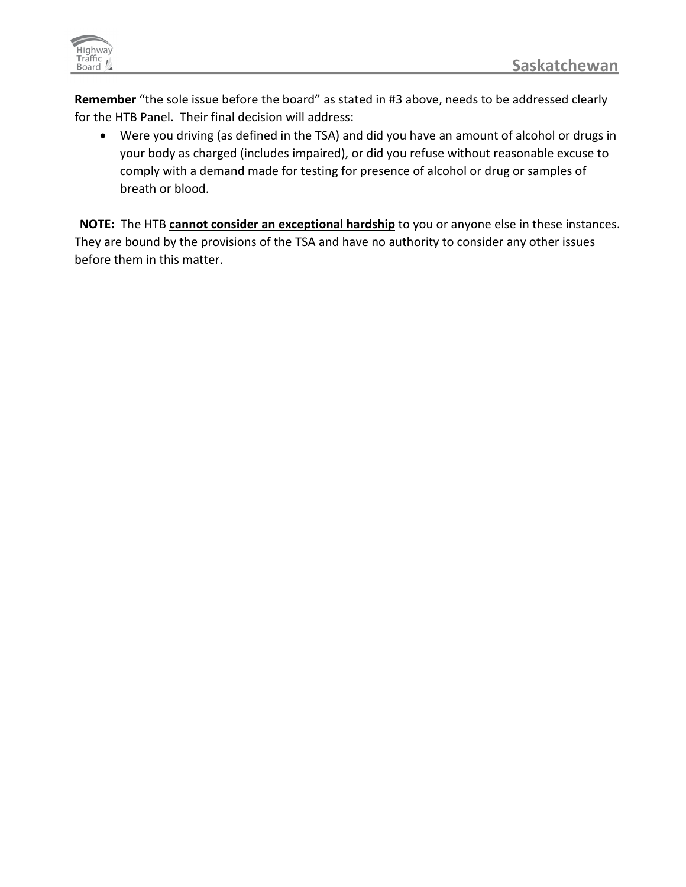**Remember** "the sole issue before the board" as stated in #3 above, needs to be addressed clearly for the HTB Panel. Their final decision will address:

- Were you driving (as defined in the TSA) and did you have an amount of alcohol or drugs in your body as charged (includes impaired), or did you refuse without reasonable excuse to comply with a demand made for testing for presence of alcohol or drug or samples of breath or blood.

**NOTE:** The HTB **cannot consider an exceptional hardship** to you or anyone else in these instances. They are bound by the provisions of the TSA and have no authority to consider any other issues before them in this matter.